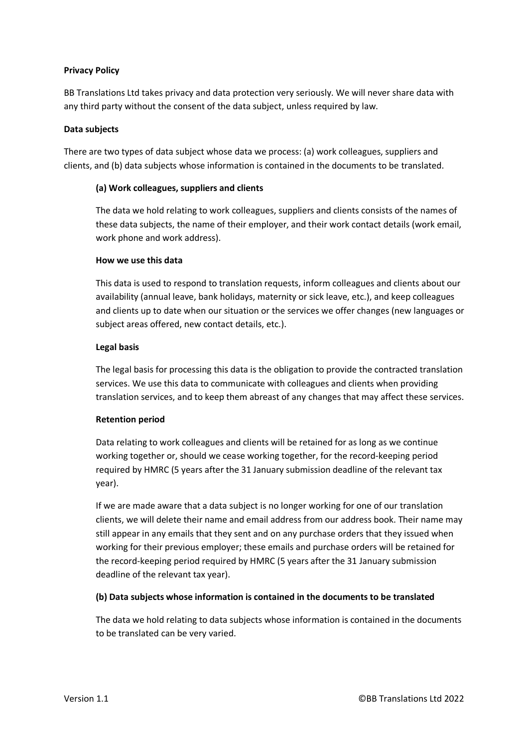# Privacy Policy

BB Translations Ltd takes privacy and data protection very seriously. We will never share data with any third party without the consent of the data subject, unless required by law.

## Data subjects

There are two types of data subject whose data we process: (a) work colleagues, suppliers and clients, and (b) data subjects whose information is contained in the documents to be translated.

### (a) Work colleagues, suppliers and clients

The data we hold relating to work colleagues, suppliers and clients consists of the names of these data subjects, the name of their employer, and their work contact details (work email, work phone and work address).

#### How we use this data

This data is used to respond to translation requests, inform colleagues and clients about our availability (annual leave, bank holidays, maternity or sick leave, etc.), and keep colleagues and clients up to date when our situation or the services we offer changes (new languages or subject areas offered, new contact details, etc.).

#### Legal basis

The legal basis for processing this data is the obligation to provide the contracted translation services. We use this data to communicate with colleagues and clients when providing translation services, and to keep them abreast of any changes that may affect these services.

#### Retention period

Data relating to work colleagues and clients will be retained for as long as we continue working together or, should we cease working together, for the record-keeping period required by HMRC (5 years after the 31 January submission deadline of the relevant tax year).

If we are made aware that a data subject is no longer working for one of our translation clients, we will delete their name and email address from our address book. Their name may still appear in any emails that they sent and on any purchase orders that they issued when working for their previous employer; these emails and purchase orders will be retained for the record-keeping period required by HMRC (5 years after the 31 January submission deadline of the relevant tax year).

### (b) Data subjects whose information is contained in the documents to be translated

The data we hold relating to data subjects whose information is contained in the documents to be translated can be very varied.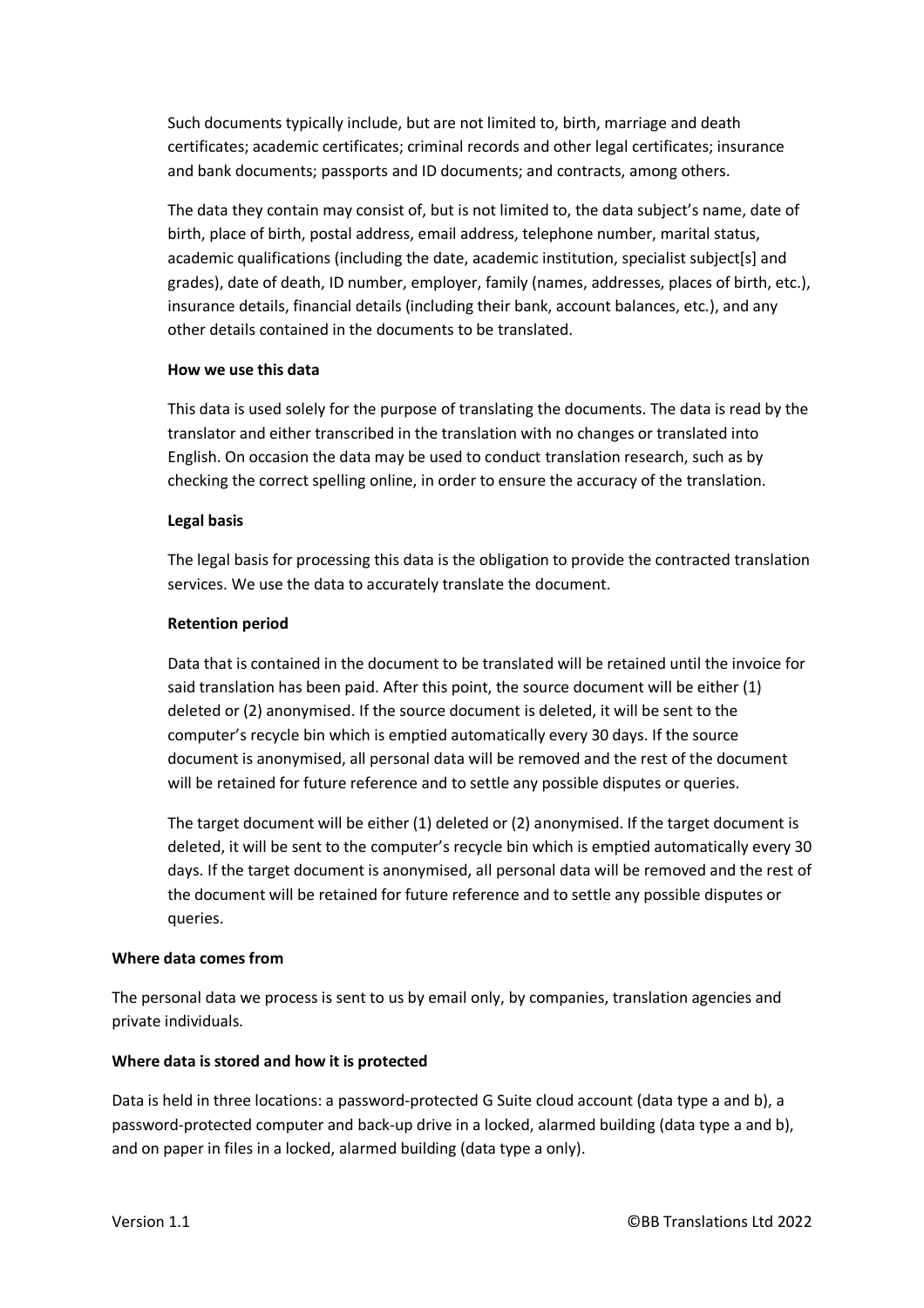Such documents typically include, but are not limited to, birth, marriage and death certificates; academic certificates; criminal records and other legal certificates; insurance and bank documents; passports and ID documents; and contracts, among others.

The data they contain may consist of, but is not limited to, the data subject's name, date of birth, place of birth, postal address, email address, telephone number, marital status, academic qualifications (including the date, academic institution, specialist subject[s] and grades), date of death, ID number, employer, family (names, addresses, places of birth, etc.), insurance details, financial details (including their bank, account balances, etc.), and any other details contained in the documents to be translated.

**How we use this data**

This data is used solely for the purpose of translating the documents. The data is read by the translator and either transcribed in the translation with no changes or translated into English. On occasion the data may be used to conduct translation research, such as by checking the correct spelling online, in order to ensure the accuracy of the translation.

**Legal basis**

The legal basis for processing this data is the obligation to provide the contracted translation services. We use the data to accurately translate the document.

**Retention period**

Data that is contained in the document to be translated will be retained until the invoice for said translation has been paid. After this point, the source document will be either (1) deleted or (2) anonymised. If the source document is deleted, it will be sent to the computer's recycle bin which is emptied automatically every 30 days. If the source document is anonymised, all personal data will be removed and the rest of the document will be retained for future reference and to settle any possible disputes or queries.

The target document will be either (1) deleted or (2) anonymised. If the target document is deleted, it will be sent to the computer's recycle bin which is emptied automatically every 30 days. If the target document is anonymised, all personal data will be removed and the rest of the document will be retained for future reference and to settle any possible disputes or queries.

**Where data comes from**

The personal data we process is sent to us by email only, by companies, translation agencies and private individuals.

**Where data is stored and how it is protected**

Data is held in three locations: a password-protected G Suite cloud account (data type a and b), a password-protected computer and back-up drive in a locked, alarmed building (data type a and b), and on paper in files in a locked, alarmed building (data type a only).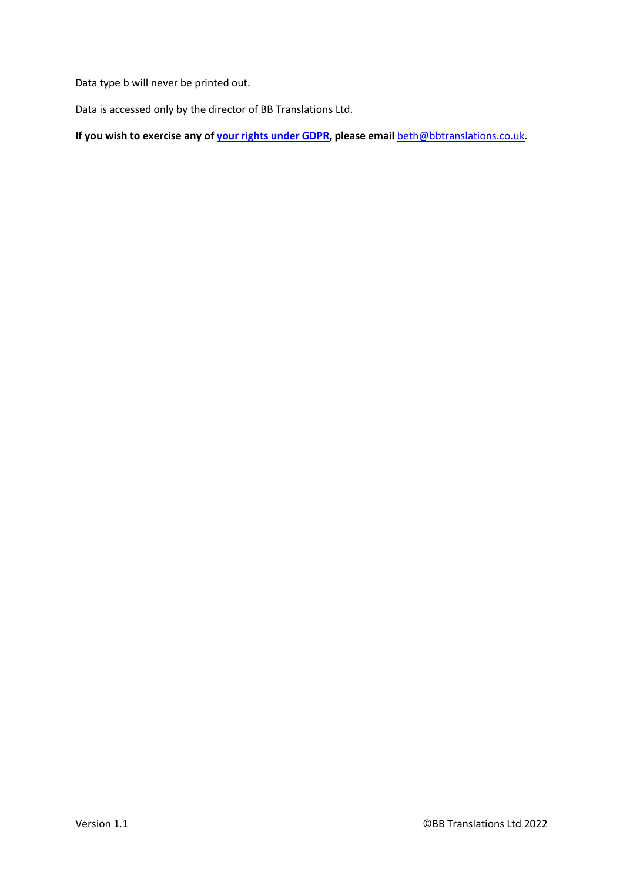Data type b will never be printed out.

Data is accessed only by the director of BB Translations Ltd.

**If you wish to exercise any of your rights under GDPR, please email** beth@bbtranslations.co.uk.

Version 1.1 ©BB Translations Ltd 2022